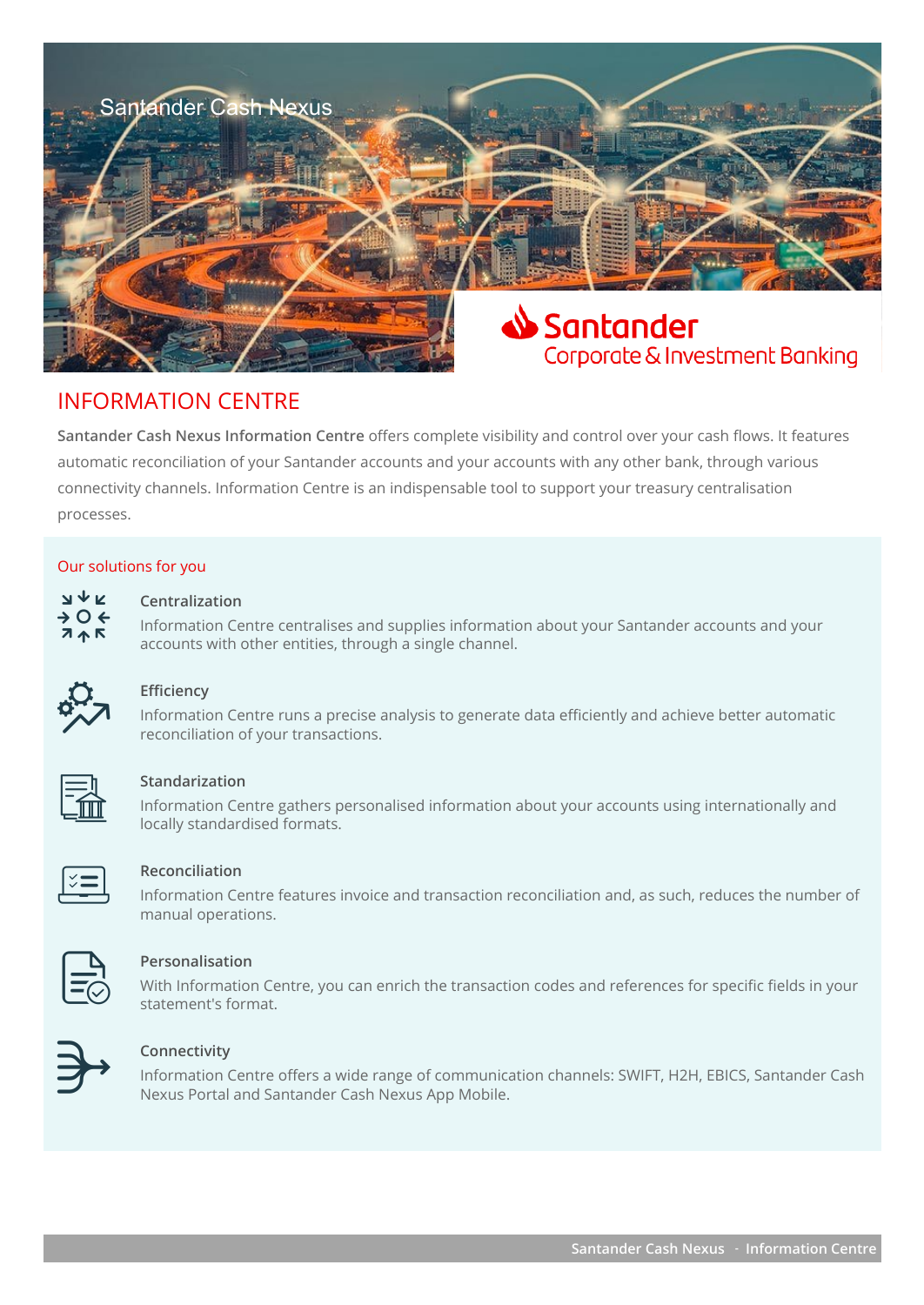Santander Cash Nexus

Santander Corporate & Investment Banking

# INFORMATION CENTRE

**Santander Cash Nexus Information Centre** offers complete visibility and control over your cash flows. It features automatic reconciliation of your Santander accounts and your accounts with any other bank, through various connectivity channels. Information Centre is an indispensable tool to support your treasury centralisation processes.

## Our solutions for you

### Centralization

Information Centre centralises and supplies information about your Santander accounts and your accounts with other entities, through a single channel.

### Efficiency

Information Centre runs a precise analysis to generate data efficiently and achieve better automatic reconciliation of your transactions.

### Standarization

Information Centre gathers personalised information about your accounts using internationally and locally standardised formats.

### Reconciliation

Information Centre features invoice and transaction reconciliation and, as such, reduces the number of manual operations.

### Personalisation

With Information Centre, you can enrich the transaction codes and references for specific fields in your statement's format.

### Connectivity

Information Centre offers a wide range of communication channels: SWIFT, H2H, EBICS, Santander Cash Nexus Portal and Santander Cash Nexus App Mobile.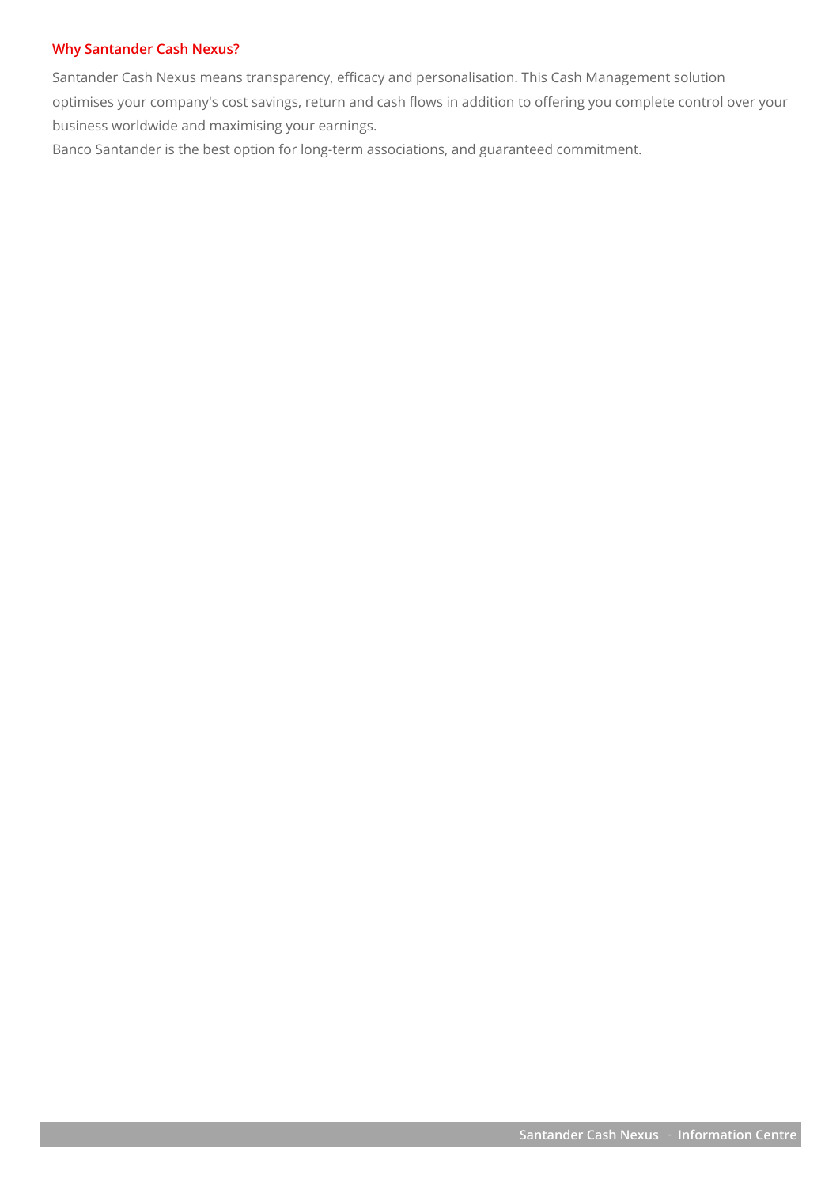### Why Santander Cash Nexus?

Santander Cash Nexus means transparency, efficacy and personalisation. This Cash Management solution optimises your company's cost savings, return and cash flows in addition to offering you complete control over your business worldwide and maximising your earnings.

Banco Santander is the best option for long-term associations, and guaranteed commitment.